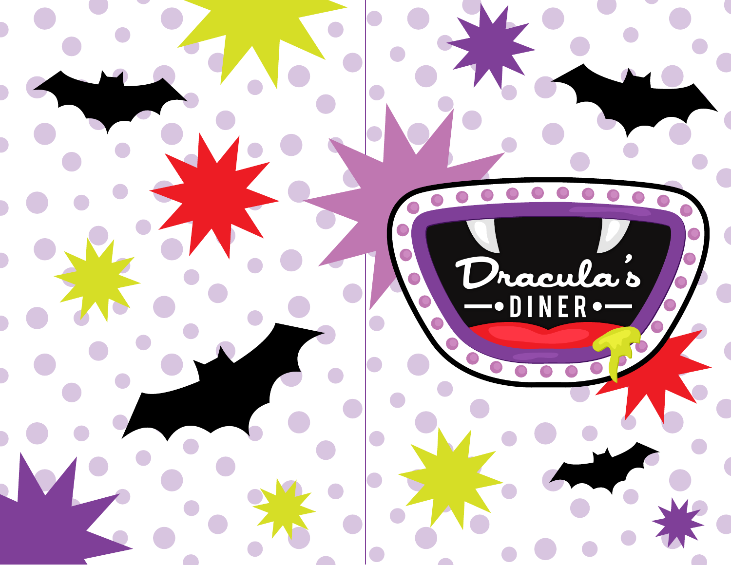# Dracula's

## DINER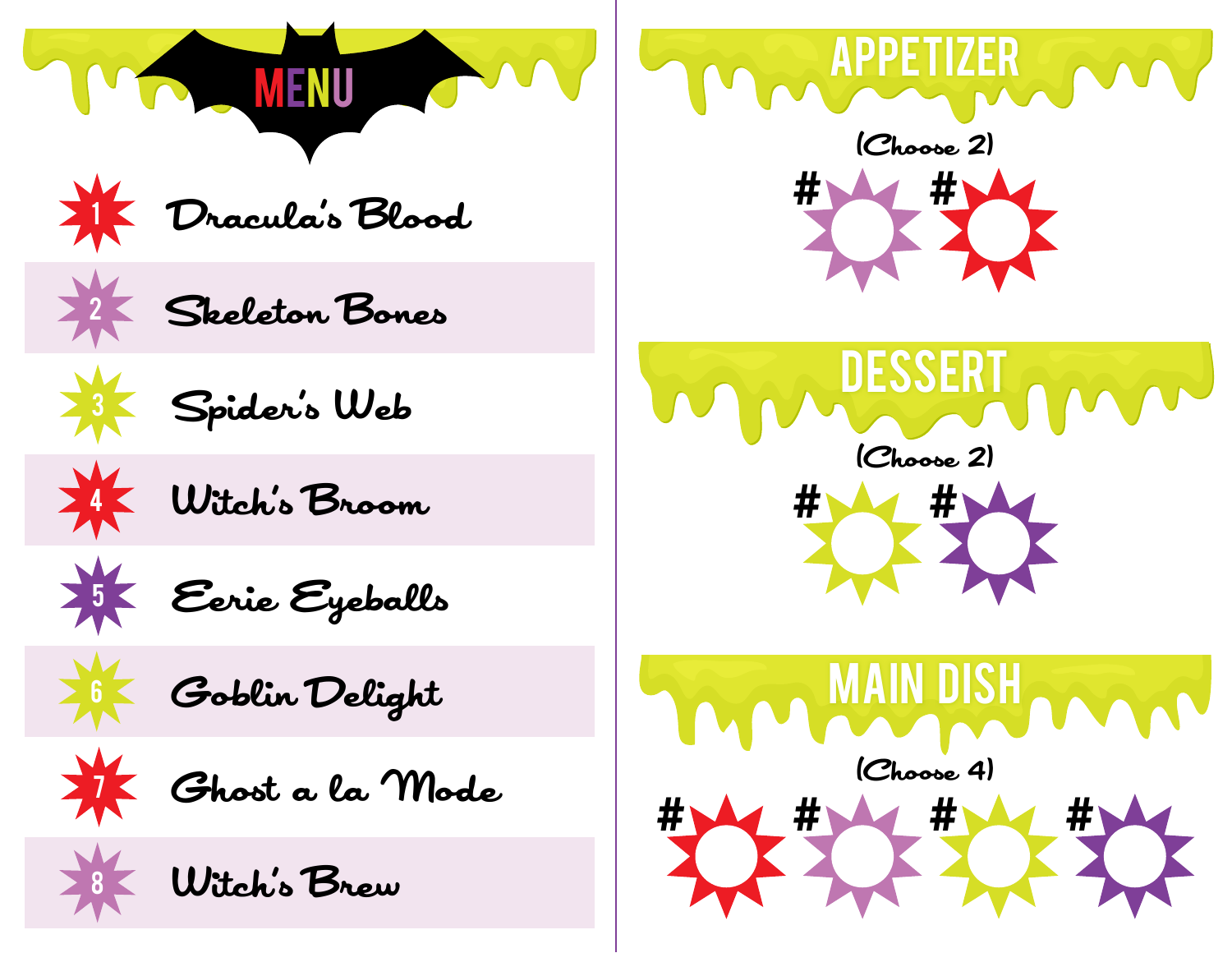# MENU

1. Dracula's Blood
2. Skeleton Bones
3. Spider's Web
4. Witch's Broom
5. Eerie Eyeballs
6. Goblin Delight
7. Ghost a la Mode
8. Witch's Brew

## APPETIZER

(Choose 2)

# #

## DESSERT

(Choose 2)

# #

## MAIN DISH

(Choose 4)

# # # #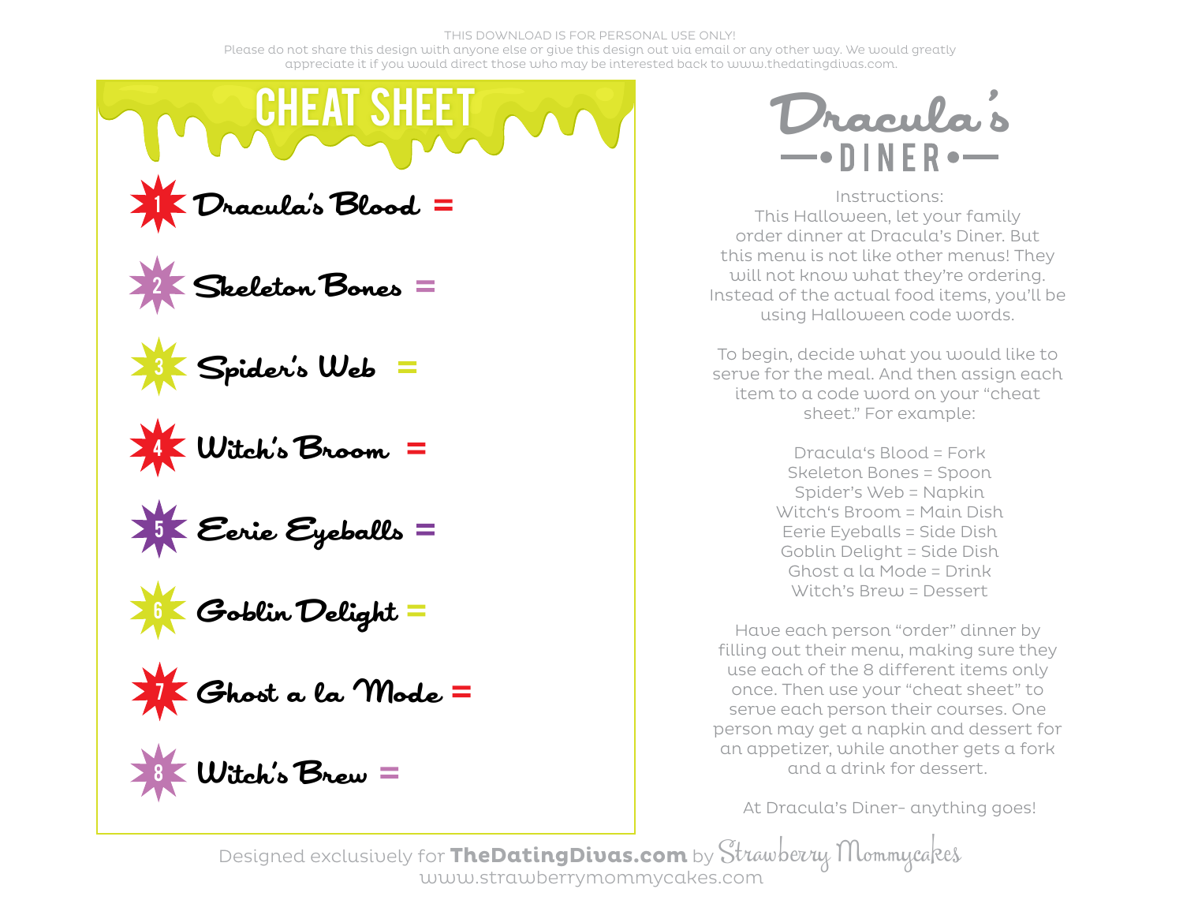THIS DOWNLOAD IS FOR PERSONAL USE ONLY!
Please do not share this design with anyone else or give this design out via email or any other way. We would greatly appreciate it if you would direct those who may be interested back to www.thedatingdivas.com.

# CHEAT SHEET

1. Dracula's Blood =
2. Skeleton Bones =
3. Spider's Web =
4. Witch's Broom =
5. Eerie Eyeballs =
6. Goblin Delight =
7. Ghost a la Mode =
8. Witch's Brew =

# Dracula's DINER

Instructions:
This Halloween, let your family order dinner at Dracula's Diner. But this menu is not like other menus! They will not know what they're ordering. Instead of the actual food items, you'll be using Halloween code words.

To begin, decide what you would like to serve for the meal. And then assign each item to a code word on your "cheat sheet." For example:

Dracula's Blood = Fork
Skeleton Bones = Spoon
Spider's Web = Napkin
Witch's Broom = Main Dish
Eerie Eyeballs = Side Dish
Goblin Delight = Side Dish
Ghost a la Mode = Drink
Witch's Brew = Dessert

Have each person "order" dinner by filling out their menu, making sure they use each of the 8 different items only once. Then use your "cheat sheet" to serve each person their courses. One person may get a napkin and dessert for an appetizer, while another gets a fork and a drink for dessert.

At Dracula's Diner- anything goes!

Designed exclusively for **TheDatingDivas.com** by Strawberry Mommycakes
www.strawberrymommycakes.com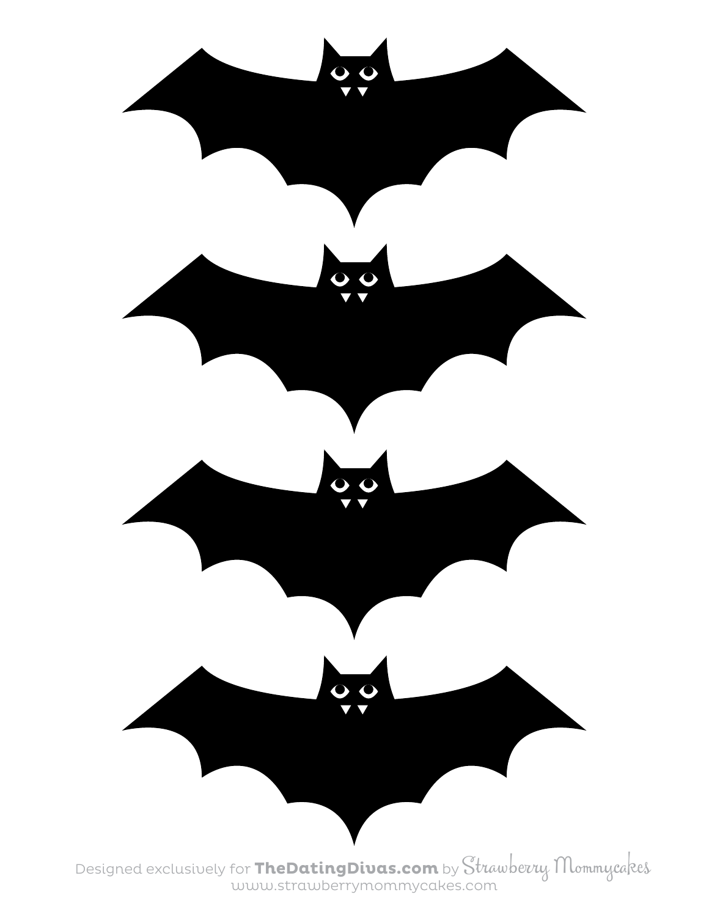Designed exclusively for **TheDatingDivas.com** by *Strawberry Mommycakes*
www.strawberrymommycakes.com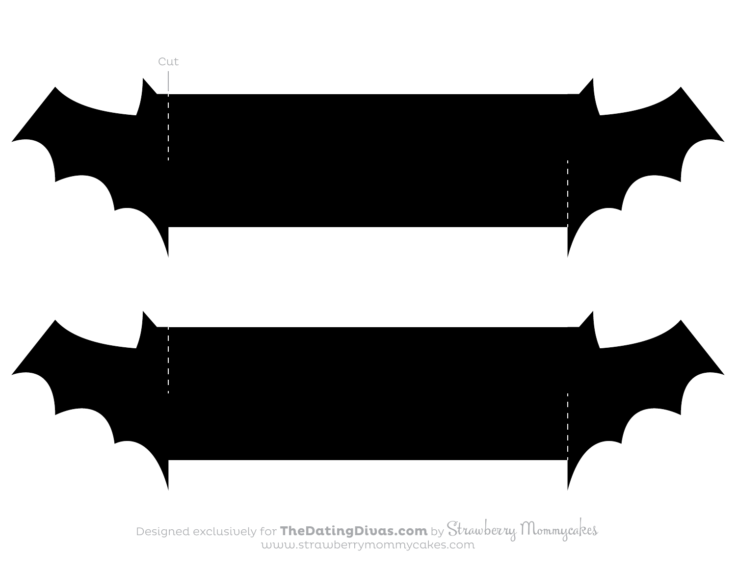Cut

Designed exclusively for **TheDatingDivas.com** by *Strawberry Mommycakes*
www.strawberrymommycakes.com